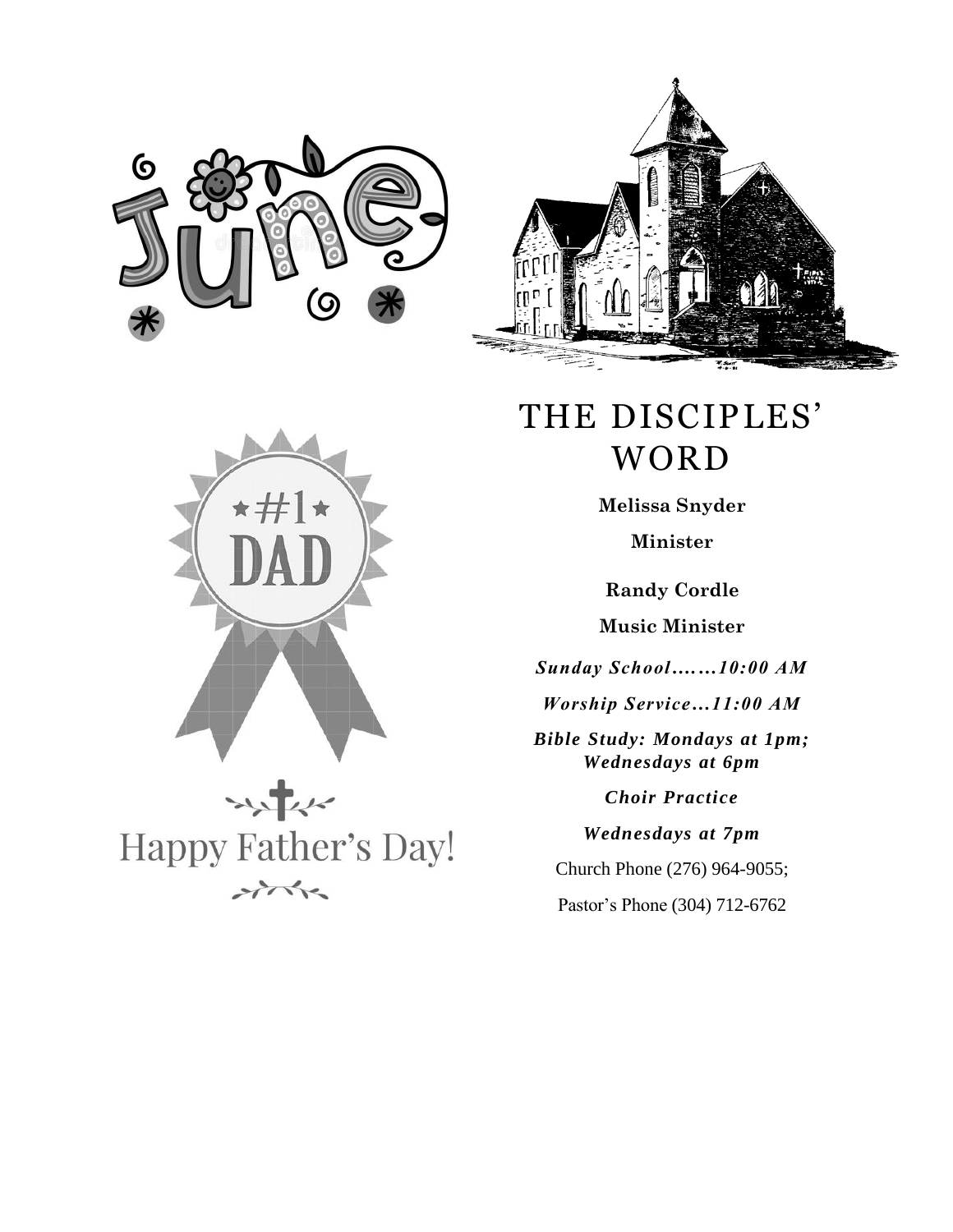# THE DISCIPLES' WORD

**Melissa Snyder**

**Minister**

**Randy Cordle**

**Music Minister**

***Sunday School…….10:00 AM***

***Worship Service…11:00 AM***

***Bible Study: Mondays at 1pm; Wednesdays at 6pm***

***Choir Practice***

***Wednesdays at 7pm***

Church Phone (276) 964-9055;

Pastor's Phone (304) 712-6762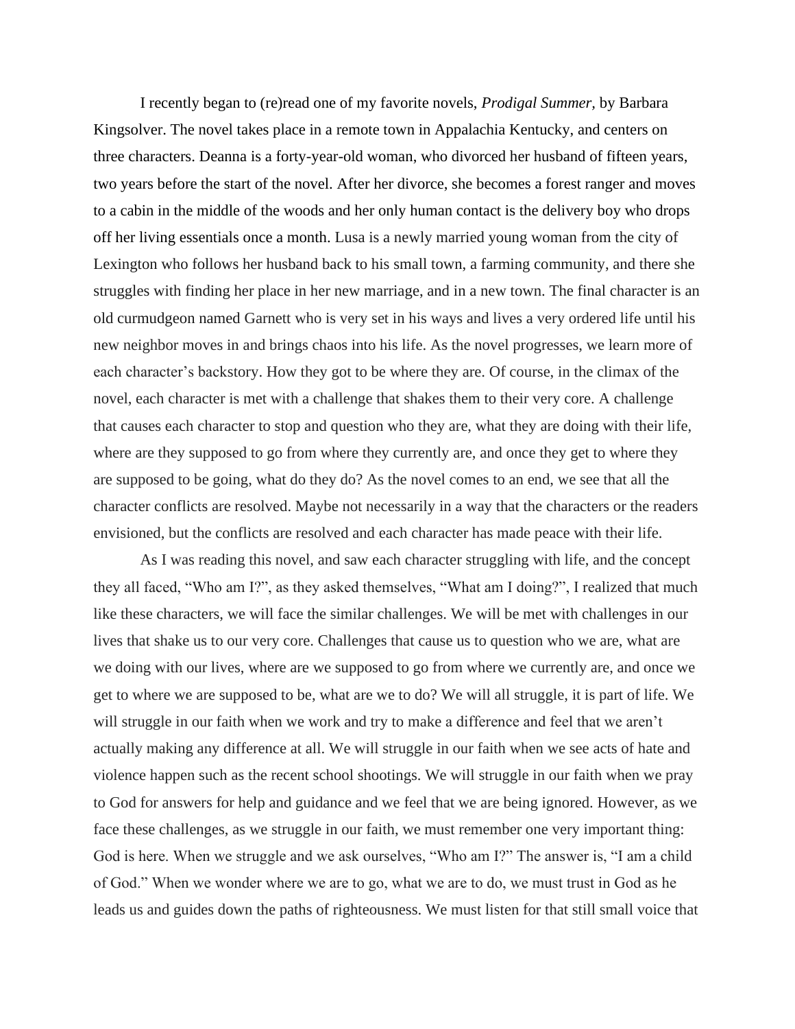I recently began to (re)read one of my favorite novels, *Prodigal Summer,* by Barbara Kingsolver. The novel takes place in a remote town in Appalachia Kentucky, and centers on three characters. Deanna is a forty-year-old woman, who divorced her husband of fifteen years, two years before the start of the novel. After her divorce, she becomes a forest ranger and moves to a cabin in the middle of the woods and her only human contact is the delivery boy who drops off her living essentials once a month. Lusa is a newly married young woman from the city of Lexington who follows her husband back to his small town, a farming community, and there she struggles with finding her place in her new marriage, and in a new town. The final character is an old curmudgeon named Garnett who is very set in his ways and lives a very ordered life until his new neighbor moves in and brings chaos into his life. As the novel progresses, we learn more of each character's backstory. How they got to be where they are. Of course, in the climax of the novel, each character is met with a challenge that shakes them to their very core. A challenge that causes each character to stop and question who they are, what they are doing with their life, where are they supposed to go from where they currently are, and once they get to where they are supposed to be going, what do they do? As the novel comes to an end, we see that all the character conflicts are resolved. Maybe not necessarily in a way that the characters or the readers envisioned, but the conflicts are resolved and each character has made peace with their life.

As I was reading this novel, and saw each character struggling with life, and the concept they all faced, "Who am I?", as they asked themselves, "What am I doing?", I realized that much like these characters, we will face the similar challenges. We will be met with challenges in our lives that shake us to our very core. Challenges that cause us to question who we are, what are we doing with our lives, where are we supposed to go from where we currently are, and once we get to where we are supposed to be, what are we to do? We will all struggle, it is part of life. We will struggle in our faith when we work and try to make a difference and feel that we aren't actually making any difference at all. We will struggle in our faith when we see acts of hate and violence happen such as the recent school shootings. We will struggle in our faith when we pray to God for answers for help and guidance and we feel that we are being ignored. However, as we face these challenges, as we struggle in our faith, we must remember one very important thing: God is here. When we struggle and we ask ourselves, "Who am I?" The answer is, "I am a child of God." When we wonder where we are to go, what we are to do, we must trust in God as he leads us and guides down the paths of righteousness. We must listen for that still small voice that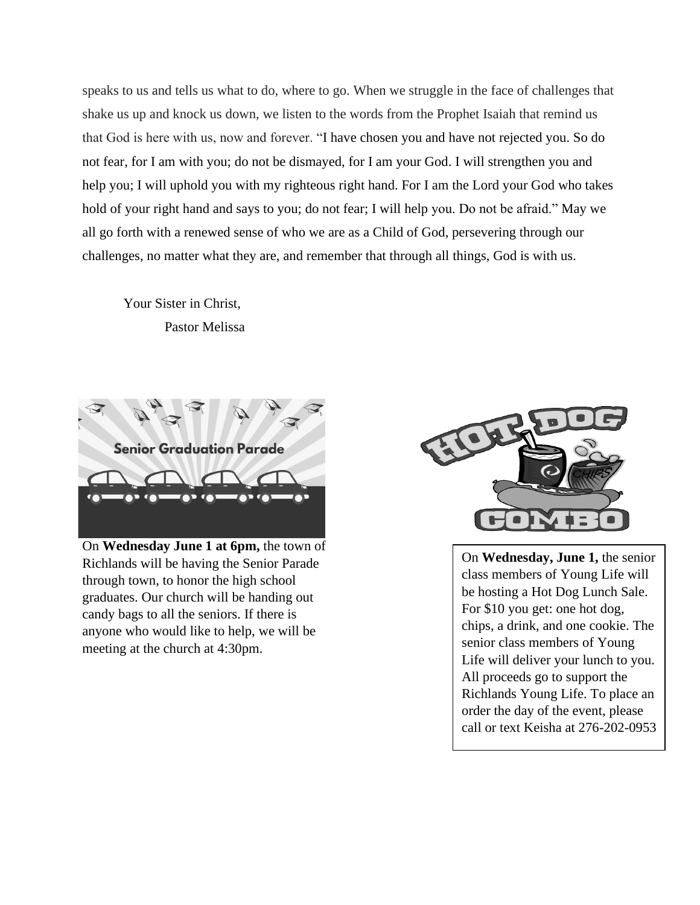speaks to us and tells us what to do, where to go. When we struggle in the face of challenges that shake us up and knock us down, we listen to the words from the Prophet Isaiah that remind us that God is here with us, now and forever. "I have chosen you and have not rejected you. So do not fear, for I am with you; do not be dismayed, for I am your God. I will strengthen you and help you; I will uphold you with my righteous right hand. For I am the Lord your God who takes hold of your right hand and says to you; do not fear; I will help you. Do not be afraid." May we all go forth with a renewed sense of who we are as a Child of God, persevering through our challenges, no matter what they are, and remember that through all things, God is with us.

Your Sister in Christ,
Pastor Melissa

Senior Graduation Parade

On **Wednesday June 1 at 6pm,** the town of Richlands will be having the Senior Parade through town, to honor the high school graduates. Our church will be handing out candy bags to all the seniors. If there is anyone who would like to help, we will be meeting at the church at 4:30pm.

HOT DOG COMBO

On **Wednesday, June 1,** the senior class members of Young Life will be hosting a Hot Dog Lunch Sale. For $10 you get: one hot dog, chips, a drink, and one cookie. The senior class members of Young Life will deliver your lunch to you. All proceeds go to support the Richlands Young Life. To place an order the day of the event, please call or text Keisha at 276-202-0953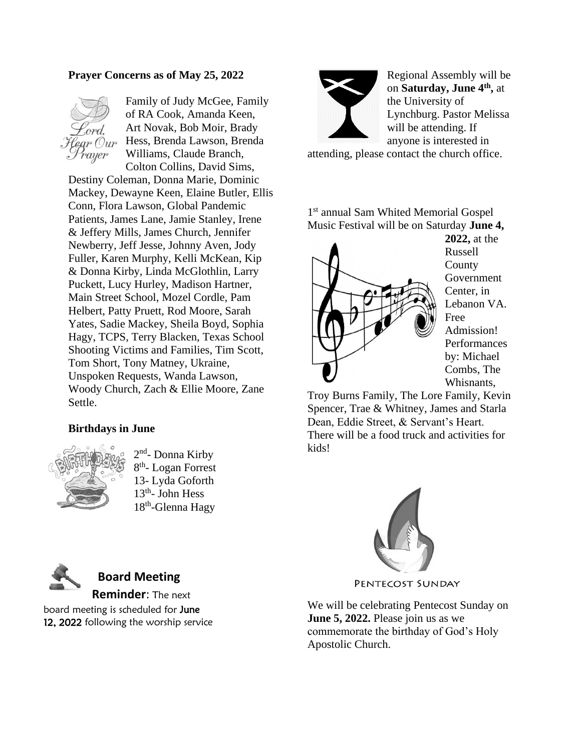**Prayer Concerns as of May 25, 2022**

Family of Judy McGee, Family of RA Cook, Amanda Keen, Art Novak, Bob Moir, Brady Hess, Brenda Lawson, Brenda Williams, Claude Branch, Colton Collins, David Sims, Destiny Coleman, Donna Marie, Dominic Mackey, Dewayne Keen, Elaine Butler, Ellis Conn, Flora Lawson, Global Pandemic Patients, James Lane, Jamie Stanley, Irene & Jeffery Mills, James Church, Jennifer Newberry, Jeff Jesse, Johnny Aven, Jody Fuller, Karen Murphy, Kelli McKean, Kip & Donna Kirby, Linda McGlothlin, Larry Puckett, Lucy Hurley, Madison Hartner, Main Street School, Mozel Cordle, Pam Helbert, Patty Pruett, Rod Moore, Sarah Yates, Sadie Mackey, Sheila Boyd, Sophia Hagy, TCPS, Terry Blacken, Texas School Shooting Victims and Families, Tim Scott, Tom Short, Tony Matney, Ukraine, Unspoken Requests, Wanda Lawson, Woody Church, Zach & Ellie Moore, Zane Settle.

**Birthdays in June**

2nd- Donna Kirby
8th- Logan Forrest
13- Lyda Goforth
13th- John Hess
18th-Glenna Hagy

**Board Meeting Reminder**: The next board meeting is scheduled for **June 12, 2022** following the worship service

Regional Assembly will be on **Saturday, June 4th,** at the University of Lynchburg. Pastor Melissa will be attending. If anyone is interested in attending, please contact the church office.

1st annual Sam Whited Memorial Gospel Music Festival will be on Saturday **June 4, 2022,** at the Russell County Government Center, in Lebanon VA. Free Admission! Performances by: Michael Combs, The Whisnants, Troy Burns Family, The Lore Family, Kevin Spencer, Trae & Whitney, James and Starla Dean, Eddie Street, & Servant's Heart. There will be a food truck and activities for kids!

PENTECOST SUNDAY

We will be celebrating Pentecost Sunday on **June 5, 2022.** Please join us as we commemorate the birthday of God's Holy Apostolic Church.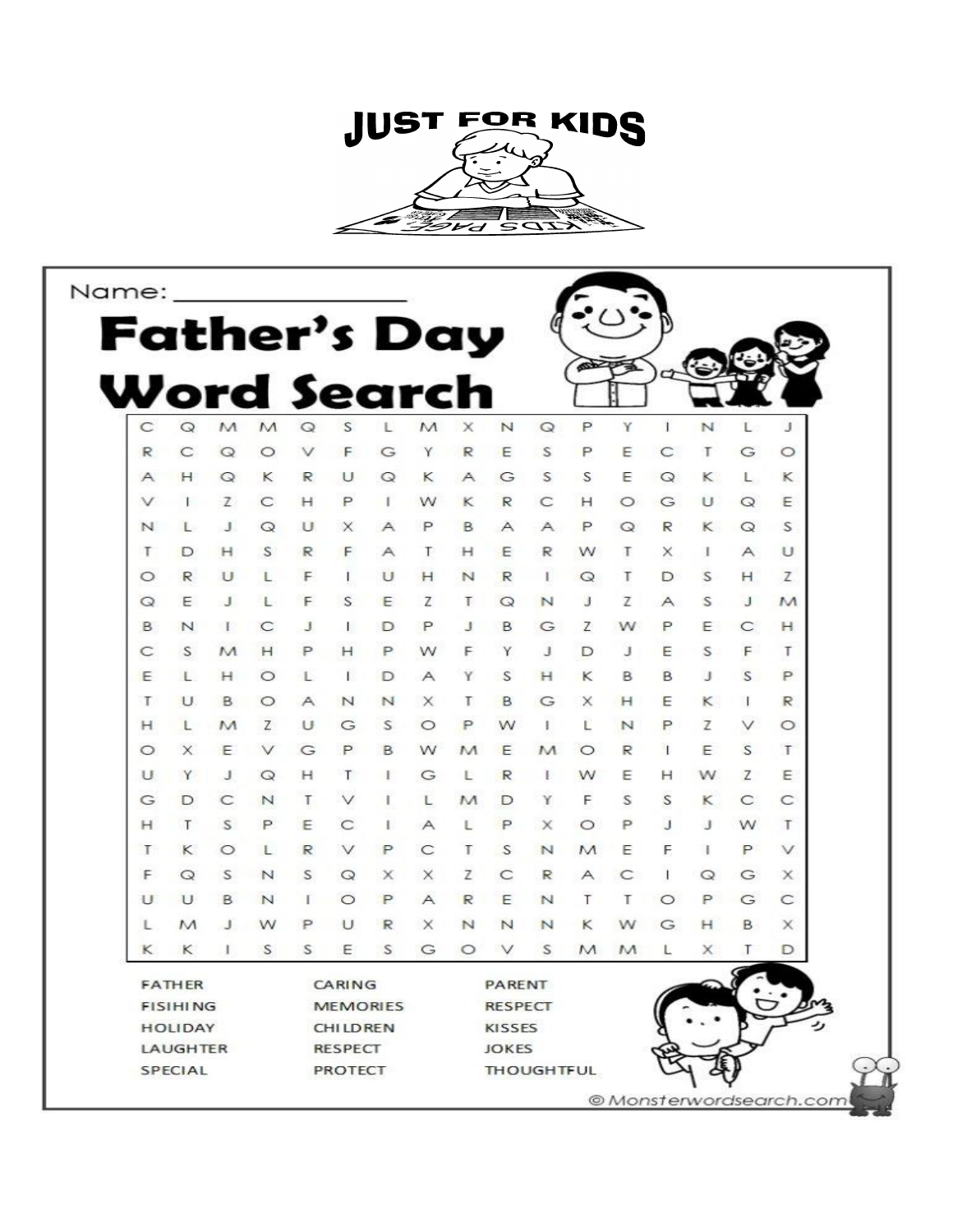# JUST FOR KIDS

Name: ___________________

## Father's Day Word Search

| | | | | | | | | | | | | | | | | |
|---|---|---|---|---|---|---|---|---|---|---|---|---|---|---|---|---|
| C | Q | M | M | Q | S | L | M | X | N | Q | P | Y | I | N | L | J |
| R | C | Q | O | V | F | G | Y | R | E | S | P | E | C | T | G | O |
| A | H | Q | K | R | U | Q | K | A | G | S | S | E | Q | K | L | K |
| V | I | Z | C | H | P | I | W | K | R | C | H | O | G | U | Q | E |
| N | L | J | Q | U | X | A | P | B | A | A | P | Q | R | K | Q | S |
| T | D | H | S | R | F | A | T | H | E | R | W | T | X | I | A | U |
| O | R | U | L | F | I | U | H | N | R | I | Q | T | D | S | H | Z |
| Q | E | J | L | F | S | E | Z | T | Q | N | J | Z | A | S | J | M |
| B | N | I | C | J | I | D | P | J | B | G | Z | W | P | E | C | H |
| C | S | M | H | P | H | P | W | F | Y | J | D | J | E | S | F | T |
| E | L | H | O | L | I | D | A | Y | S | H | K | B | B | J | S | P |
| T | U | B | O | A | N | N | X | T | B | G | X | H | E | K | I | R |
| H | L | M | Z | U | G | S | O | P | W | I | L | N | P | Z | V | O |
| O | X | E | V | G | P | B | W | M | E | M | O | R | I | E | S | T |
| U | Y | J | Q | H | T | I | G | L | R | I | W | E | H | W | Z | E |
| G | D | C | N | T | V | I | L | M | D | Y | F | S | S | K | C | C |
| H | T | S | P | E | C | I | A | L | P | X | O | P | J | J | W | T |
| T | K | O | L | R | V | P | C | T | S | N | M | E | F | I | P | V |
| F | Q | S | N | S | Q | X | X | Z | C | R | A | C | I | Q | G | X |
| U | U | B | N | I | O | P | A | R | E | N | T | T | O | P | G | C |
| L | M | J | W | P | U | R | X | N | N | N | K | W | G | H | B | X |
| K | K | I | S | S | E | S | G | O | V | S | M | M | L | X | T | D |

| | | |
|---|---|---|
| FATHER | CARING | PARENT |
| FISIHING | MEMORIES | RESPECT |
| HOLIDAY | CHILDREN | KISSES |
| LAUGHTER | RESPECT | JOKES |
| SPECIAL | PROTECT | THOUGHTFUL |

© Monsterwordsearch.com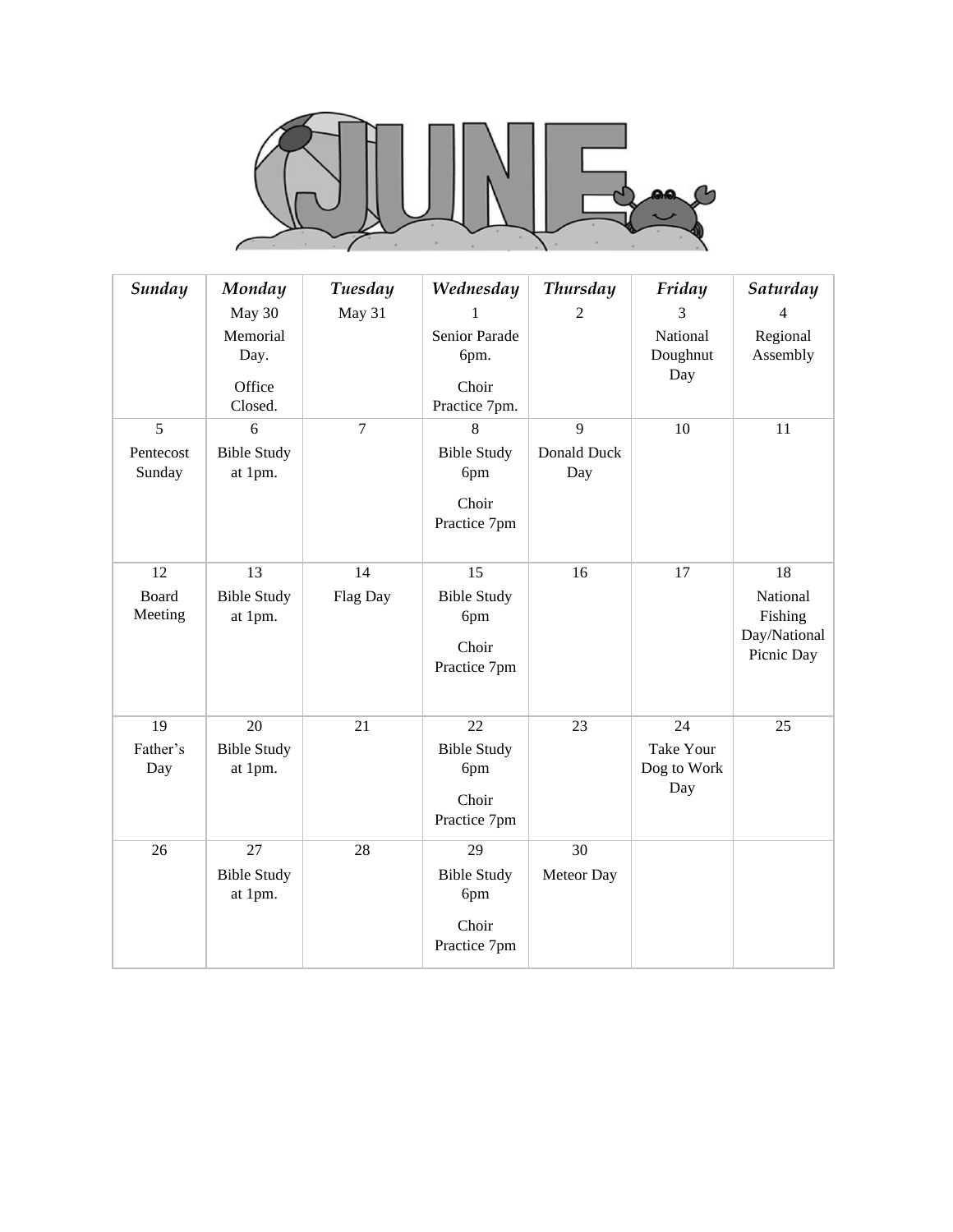# JUNE

| *Sunday* | *Monday* | *Tuesday* | *Wednesday* | *Thursday* | *Friday* | *Saturday* |
|---|---|---|---|---|---|---|
| | May 30<br>Memorial Day.<br>Office Closed. | May 31 | 1<br>Senior Parade 6pm.<br>Choir Practice 7pm. | 2 | 3<br>National Doughnut Day | 4<br>Regional Assembly |
| 5<br>Pentecost Sunday | 6<br>Bible Study at 1pm. | 7 | 8<br>Bible Study 6pm<br>Choir Practice 7pm | 9<br>Donald Duck Day | 10 | 11 |
| 12<br>Board Meeting | 13<br>Bible Study at 1pm. | 14<br>Flag Day | 15<br>Bible Study 6pm<br>Choir Practice 7pm | 16 | 17 | 18<br>National Fishing Day/National Picnic Day |
| 19<br>Father's Day | 20<br>Bible Study at 1pm. | 21 | 22<br>Bible Study 6pm<br>Choir Practice 7pm | 23 | 24<br>Take Your Dog to Work Day | 25 |
| 26 | 27<br>Bible Study at 1pm. | 28 | 29<br>Bible Study 6pm<br>Choir Practice 7pm | 30<br>Meteor Day | | |